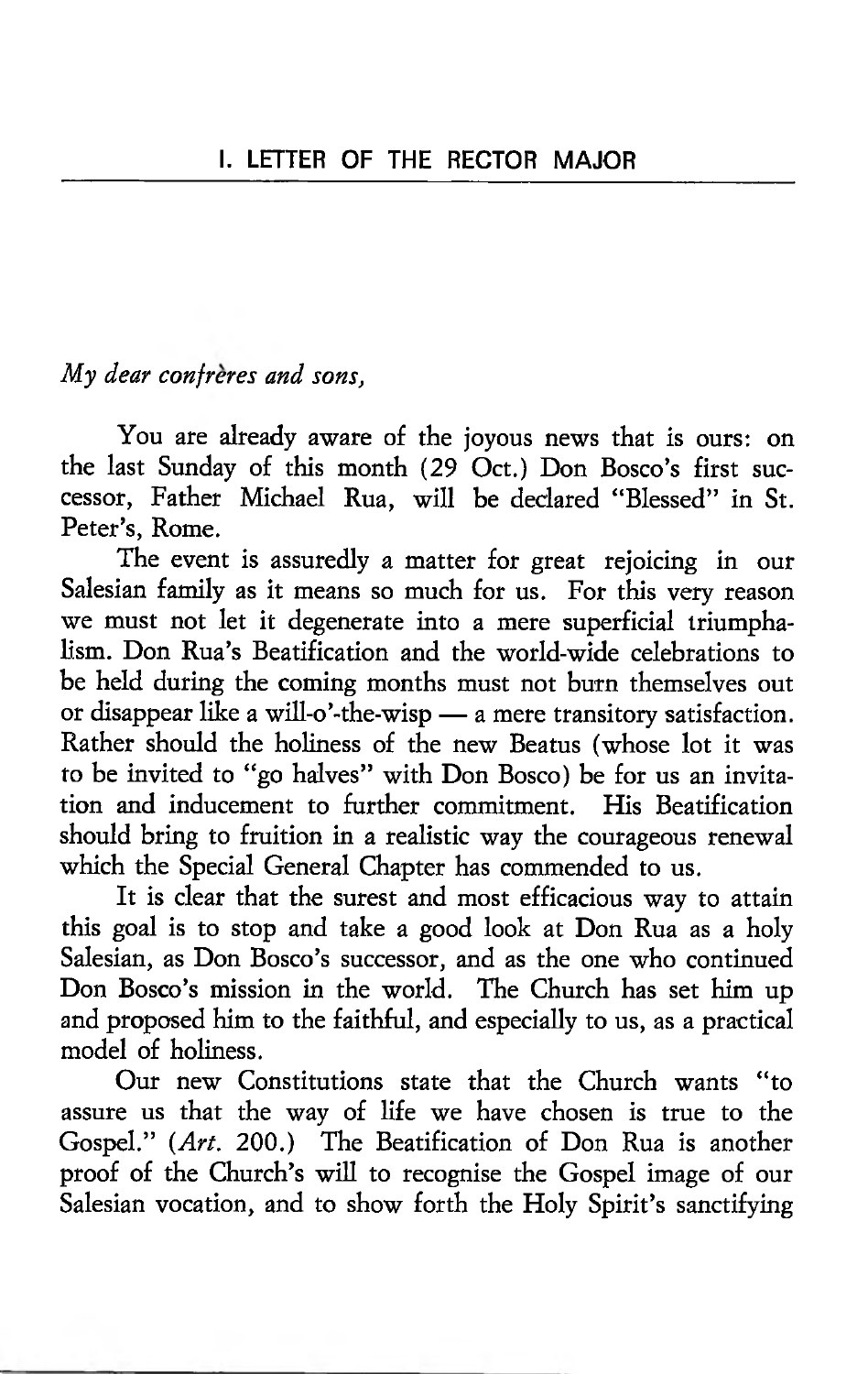## I. LETTER OF THE RECTOR MAJOR

*My dear confrères and sons,*

You are already aware of the joyous news that is ours: on the last Sunday of this month (29 Oct.) Don Bosco's first successor, Father Michael Rua, will be declared "Blessed" in St. Peter's, Rome.

The event is assuredly a matter for great rejoicing in our Salesian family as it means so much for us. For this very reason we must not let it degenerate into a mere superficial triumphalism. Don Rua's Beatification and the world-wide celebrations to be held during the coming months must not burn themselves out or disappear like a will-o'-the-wisp — a mere transitory satisfaction. Rather should the holiness of the new Beatus (whose lot it was to be invited to "go halves" with Don Bosco) be for us an invitation and inducement to further commitment. His Beatification should bring to fruition in a realistic way the courageous renewal which the Special General Chapter has commended to us.

It is clear that the surest and most efficacious way to attain this goal is to stop and take a good look at Don Rua as a holy Salesian, as Don Bosco's successor, and as the one who continued Don Bosco's mission in the world. The Church has set him up and proposed him to the faithful, and especially to us, as a practical model of holiness.

Our new Constitutions state that the Church wants "to assure us that the way of life we have chosen is true to the Gospel." (*Art.* 200.) The Beatification of Don Rua is another proof of the Church's will to recognise the Gospel image of our Salesian vocation, and to show forth the Holy Spirit's sanctifying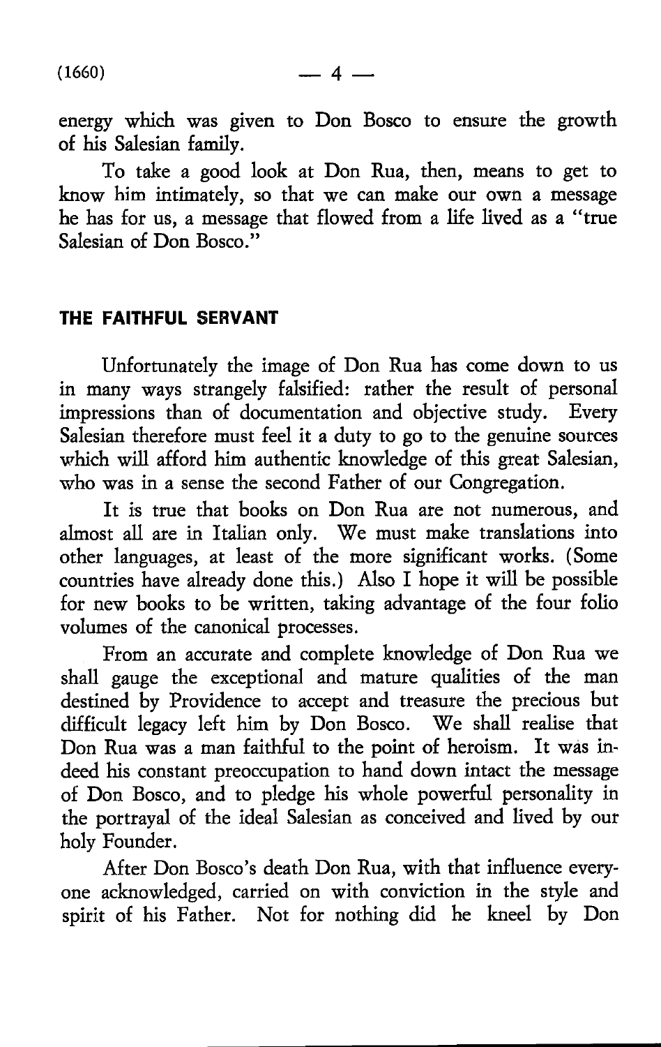energy which was given to Don Bosco to ensure the growth of his Salesian family.

To take a good look at Don Rua, then, means to get to know him intimately, so that we can make our own a message he has for us, a message that flowed from a life lived as a "true Salesian of Don Bosco."

## THE FAITHFUL SERVANT

Unfortunately the image of Don Rua has come down to us in many ways strangely falsified: rather the result of personal impressions than of documentation and objective study. Every Salesian therefore must feel it a duty to go to the genuine sources which will afford him authentic knowledge of this great Salesian, who was in a sense the second Father of our Congregation.

It is true that books on Don Rua are not numerous, and almost all are in Italian only. We must make translations into other languages, at least of the more significant works. (Some countries have already done this.) Also I hope it will be possible for new books to be written, taking advantage of the four folio volumes of the canonical processes.

From an accurate and complete knowledge of Don Rua we shall gauge the exceptional and mature qualities of the man destined by Providence to accept and treasure the precious but difficult legacy left him by Don Bosco. We shall realise that Don Rua was a man faithful to the point of heroism. It was indeed his constant preoccupation to hand down intact the message of Don Bosco, and to pledge his whole powerful personality in the portrayal of the ideal Salesian as conceived and lived by our holy Founder.

After Don Bosco's death Don Rua, with that influence everyone acknowledged, carried on with conviction in the style and spirit of his Father. Not for nothing did he kneel by Don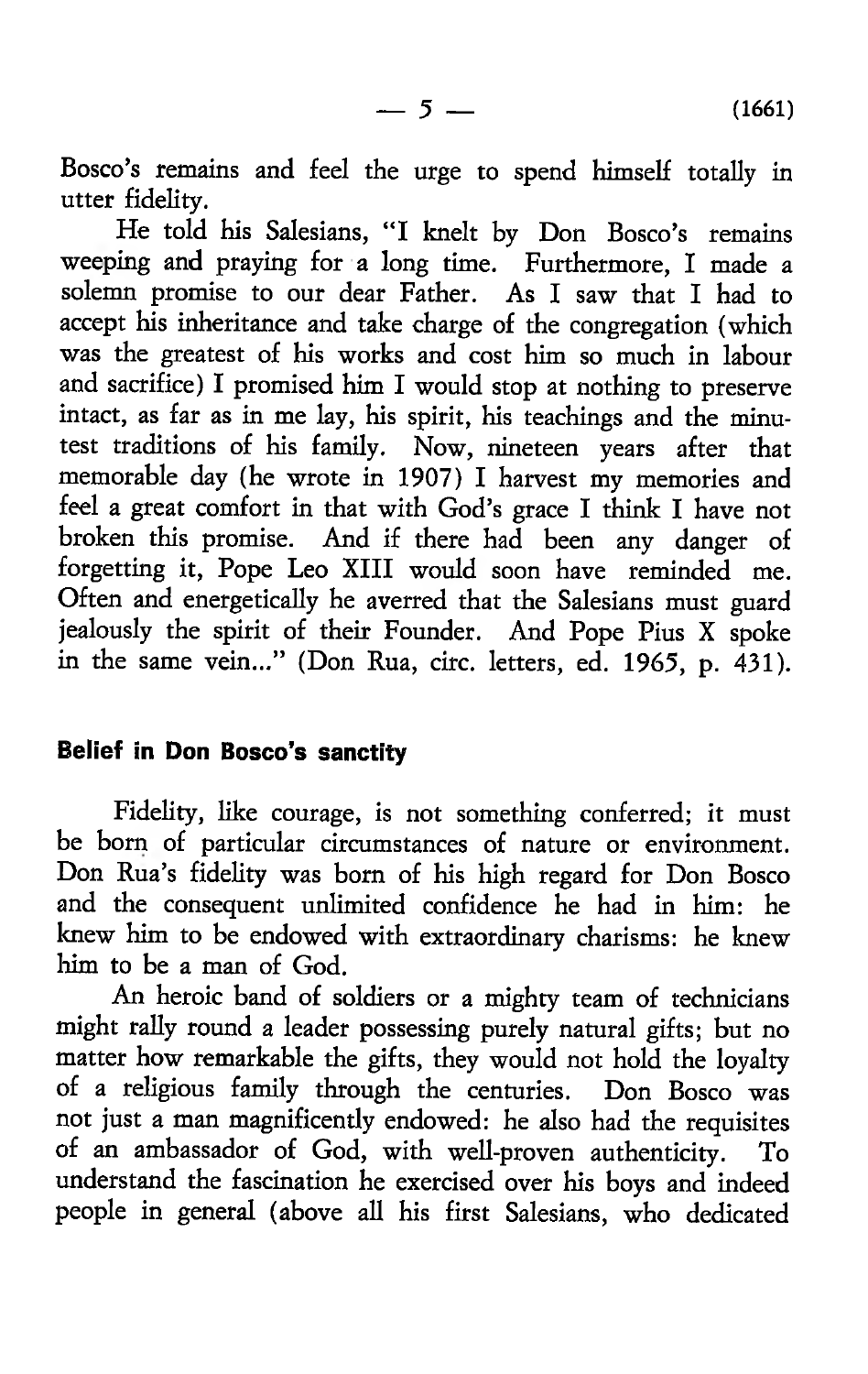Bosco's remains and feel the urge to spend himself totally in utter fidelity.

He told his Salesians, "I knelt by Don Bosco's remains weeping and praying for a long time. Furthermore, I made a solemn promise to our dear Father. As I saw that I had to accept his inheritance and take charge of the congregation (which was the greatest of his works and cost him so much in labour and sacrifice) I promised him I would stop at nothing to preserve intact, as far as in me lay, his spirit, his teachings and the minutest traditions of his family. Now, nineteen years after that memorable day (he wrote in 1907) I harvest my memories and feel a great comfort in that with God's grace I think I have not broken this promise. And if there had been any danger of forgetting it, Pope Leo XIII would soon have reminded me. Often and energetically he averred that the Salesians must guard jealously the spirit of their Founder. And Pope Pius X spoke in the same vein..." (Don Rua, circ. letters, ed. 1965, p. 431).

## Belief in Don Bosco's sanctity

Fidelity, like courage, is not something conferred; it must be born of particular circumstances of nature or environment. Don Rua's fidelity was born of his high regard for Don Bosco and the consequent unlimited confidence he had in him: he knew him to be endowed with extraordinary charisms: he knew him to be a man of God.

An heroic band of soldiers or a mighty team of technicians might rally round a leader possessing purely natural gifts; but no matter how remarkable the gifts, they would not hold the loyalty of a religious family through the centuries. Don Bosco was not just a man magnificently endowed: he also had the requisites of an ambassador of God, with well-proven authenticity. To understand the fascination he exercised over his boys and indeed people in general (above all his first Salesians, who dedicated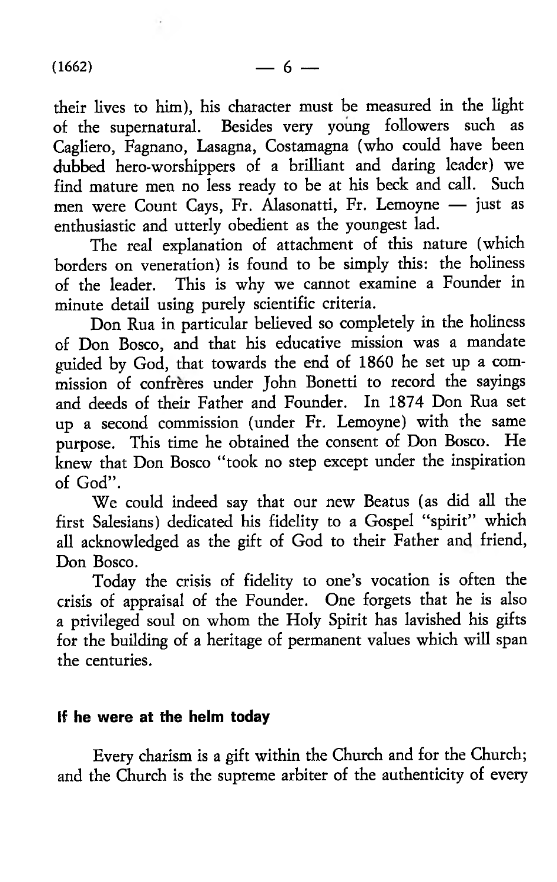their lives to him), his character must be measured in the light of the supernatural. Besides very young followers such as Cagliero, Fagnano, Lasagna, Costamagna (who could have been dubbed hero-worshippers of a brilliant and daring leader) we find mature men no less ready to be at his beck and call. Such men were Count Cays, Fr. Alasonatti, Fr. Lemoyne — just as enthusiastic and utterly obedient as the youngest lad.

The real explanation of attachment of this nature (which borders on veneration) is found to be simply this: the holiness of the leader. This is why we cannot examine a Founder in minute detail using purely scientific criteria.

Don Rua in particular believed so completely in the holiness of Don Bosco, and that his educative mission was a mandate guided by God, that towards the end of 1860 he set up a commission of confrères under John Bonetti to record the sayings and deeds of their Father and Founder. In 1874 Don Rua set up a second commission (under Fr. Lemoyne) with the same purpose. This time he obtained the consent of Don Bosco. He knew that Don Bosco "took no step except under the inspiration of God".

We could indeed say that our new Beatus (as did all the first Salesians) dedicated his fidelity to a Gospel "spirit" which all acknowledged as the gift of God to their Father and friend, Don Bosco.

Today the crisis of fidelity to one's vocation is often the crisis of appraisal of the Founder. One forgets that he is also a privileged soul on whom the Holy Spirit has lavished his gifts for the building of a heritage of permanent values which will span the centuries.

## If he were at the helm today

Every charism is a gift within the Church and for the Church; and the Church is the supreme arbiter of the authenticity of every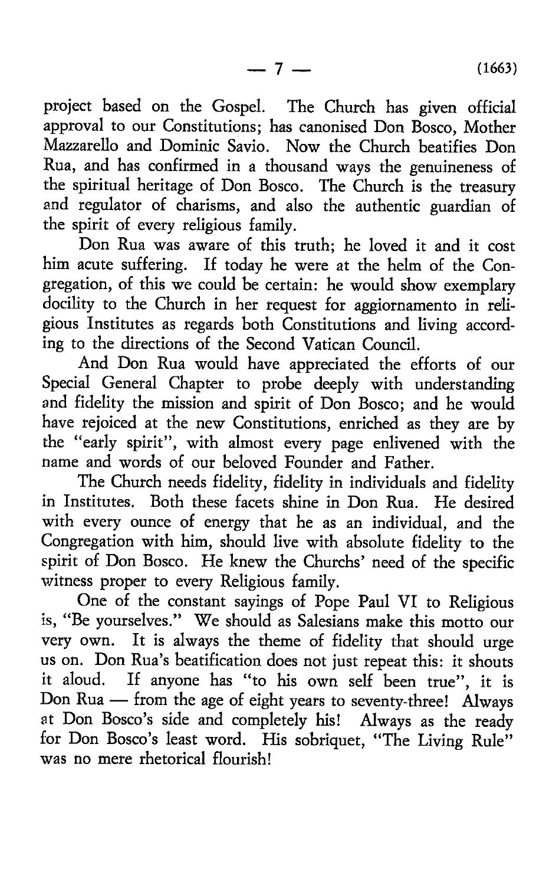project based on the Gospel. The Church has given official approval to our Constitutions; has canonised Don Bosco, Mother Mazzarello and Dominic Savio. Now the Church beatifies Don Rua, and has confirmed in a thousand ways the genuineness of the spiritual heritage of Don Bosco. The Church is the treasury and regulator of charisms, and also the authentic guardian of the spirit of every religious family.

Don Rua was aware of this truth; he loved it and it cost him acute suffering. If today he were at the helm of the Congregation, of this we could be certain: he would show exemplary docility to the Church in her request for aggiornamento in religious Institutes as regards both Constitutions and living according to the directions of the Second Vatican Council.

And Don Rua would have appreciated the efforts of our Special General Chapter to probe deeply with understanding and fidelity the mission and spirit of Don Bosco; and he would have rejoiced at the new Constitutions, enriched as they are by the "early spirit", with almost every page enlivened with the name and words of our beloved Founder and Father.

The Church needs fidelity, fidelity in individuals and fidelity in Institutes. Both these facets shine in Don Rua. He desired with every ounce of energy that he as an individual, and the Congregation with him, should live with absolute fidelity to the spirit of Don Bosco. He knew the Churchs' need of the specific witness proper to every Religious family.

One of the constant sayings of Pope Paul VI to Religious is, "Be yourselves." We should as Salesians make this motto our very own. It is always the theme of fidelity that should urge us on. Don Rua's beatification does not just repeat this: it shouts it aloud. If anyone has "to his own self been true", it is Don Rua — from the age of eight years to seventy-three! Always at Don Bosco's side and completely his! Always as the ready for Don Bosco's least word. His sobriquet, "The Living Rule" was no mere rhetorical flourish!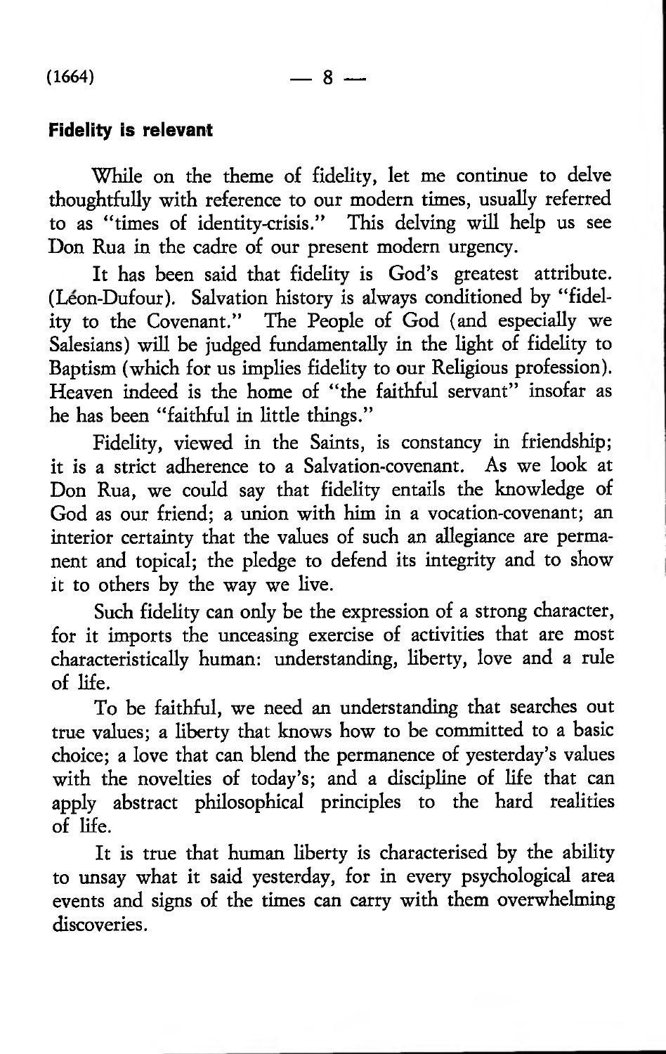**Fidelity is relevant**

While on the theme of fidelity, let me continue to delve thoughtfully with reference to our modern times, usually referred to as "times of identity-crisis." This delving will help us see Don Rua in the cadre of our present modern urgency.

It has been said that fidelity is God's greatest attribute. (Léon-Dufour). Salvation history is always conditioned by "fidelity to the Covenant." The People of God (and especially we Salesians) will be judged fundamentally in the light of fidelity to Baptism (which for us implies fidelity to our Religious profession). Heaven indeed is the home of "the faithful servant" insofar as he has been "faithful in little things."

Fidelity, viewed in the Saints, is constancy in friendship; it is a strict adherence to a Salvation-covenant. As we look at Don Rua, we could say that fidelity entails the knowledge of God as our friend; a union with him in a vocation-covenant; an interior certainty that the values of such an allegiance are permanent and topical; the pledge to defend its integrity and to show it to others by the way we live.

Such fidelity can only be the expression of a strong character, for it imports the unceasing exercise of activities that are most characteristically human: understanding, liberty, love and a rule of life.

To be faithful, we need an understanding that searches out true values; a liberty that knows how to be committed to a basic choice; a love that can blend the permanence of yesterday's values with the novelties of today's; and a discipline of life that can apply abstract philosophical principles to the hard realities of life.

It is true that human liberty is characterised by the ability to unsay what it said yesterday, for in every psychological area events and signs of the times can carry with them overwhelming discoveries.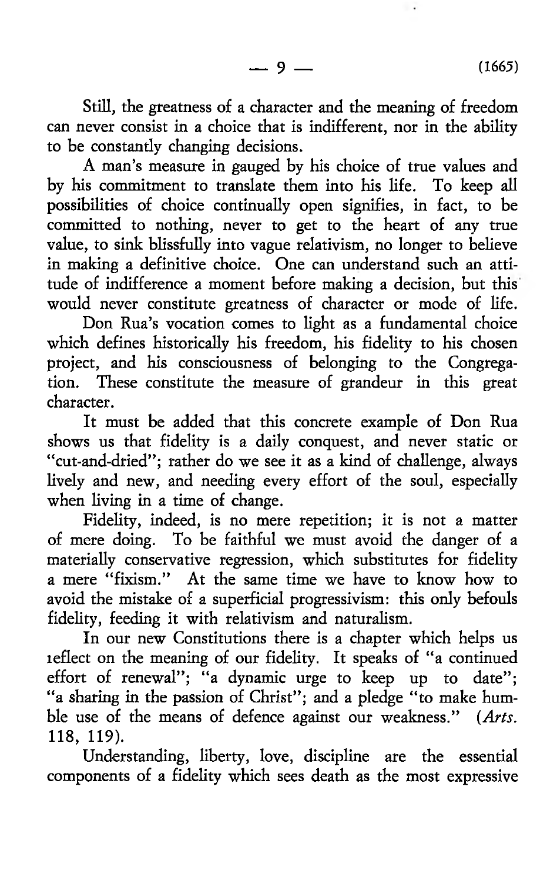Still, the greatness of a character and the meaning of freedom can never consist in a choice that is indifferent, nor in the ability to be constantly changing decisions.

A man's measure in gauged by his choice of true values and by his commitment to translate them into his life. To keep all possibilities of choice continually open signifies, in fact, to be committed to nothing, never to get to the heart of any true value, to sink blissfully into vague relativism, no longer to believe in making a definitive choice. One can understand such an attitude of indifference a moment before making a decision, but this would never constitute greatness of character or mode of life.

Don Rua's vocation comes to light as a fundamental choice which defines historically his freedom, his fidelity to his chosen project, and his consciousness of belonging to the Congregation. These constitute the measure of grandeur in this great character.

It must be added that this concrete example of Don Rua shows us that fidelity is a daily conquest, and never static or "cut-and-dried"; rather do we see it as a kind of challenge, always lively and new, and needing every effort of the soul, especially when living in a time of change.

Fidelity, indeed, is no mere repetition; it is not a matter of mere doing. To be faithful we must avoid the danger of a materially conservative regression, which substitutes for fidelity a mere "fixism." At the same time we have to know how to avoid the mistake of a superficial progressivism: this only befouls fidelity, feeding it with relativism and naturalism.

In our new Constitutions there is a chapter which helps us reflect on the meaning of our fidelity. It speaks of "a continued effort of renewal"; "a dynamic urge to keep up to date"; "a sharing in the passion of Christ"; and a pledge "to make humble use of the means of defence against our weakness." (*Arts.* 118, 119).

Understanding, liberty, love, discipline are the essential components of a fidelity which sees death as the most expressive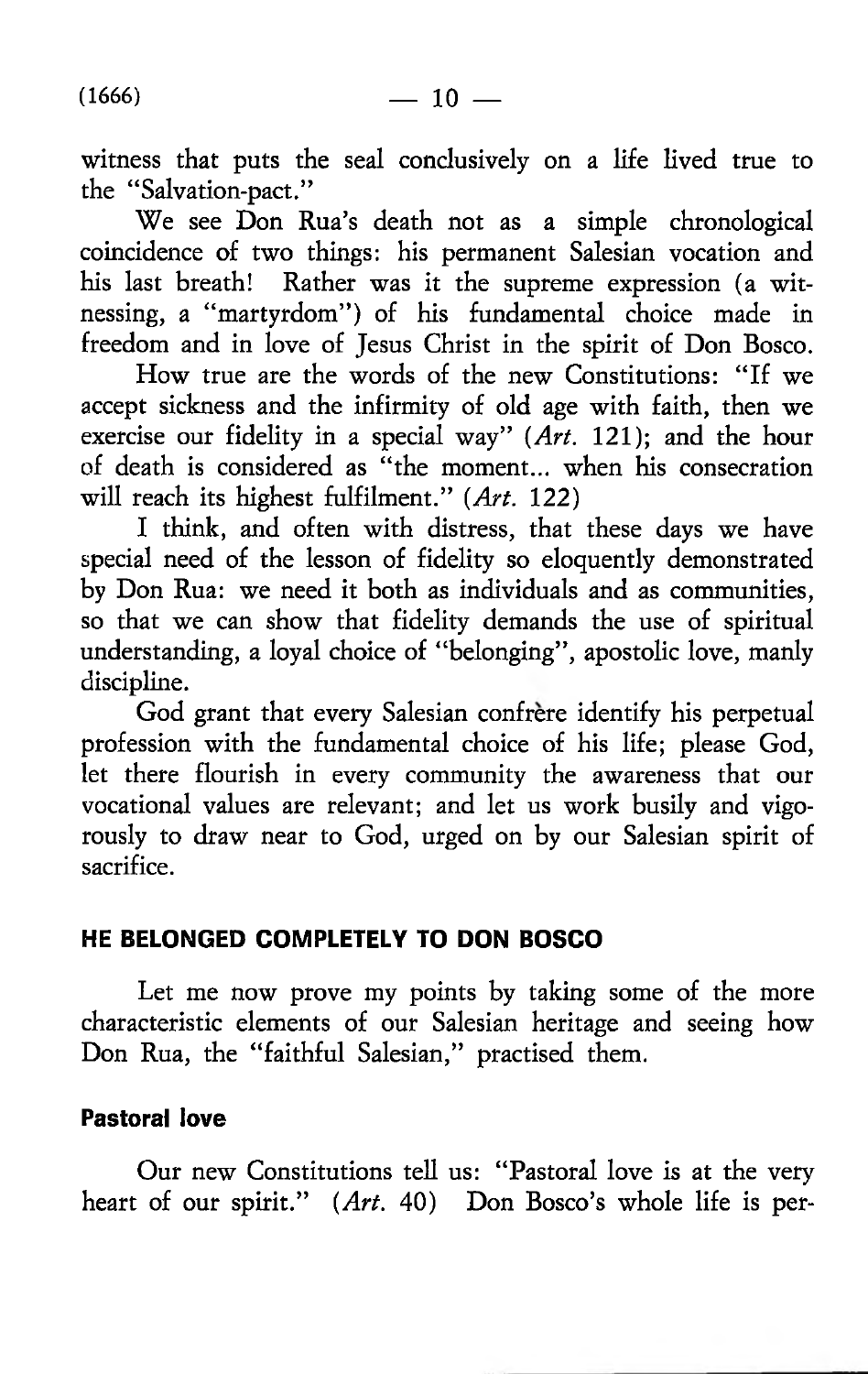witness that puts the seal conclusively on a life lived true to the "Salvation-pact."

We see Don Rua's death not as a simple chronological coincidence of two things: his permanent Salesian vocation and his last breath! Rather was it the supreme expression (a witnessing, a "martyrdom") of his fundamental choice made in freedom and in love of Jesus Christ in the spirit of Don Bosco.

How true are the words of the new Constitutions: "If we accept sickness and the infirmity of old age with faith, then we exercise our fidelity in a special way" (*Art.* 121); and the hour of death is considered as "the moment... when his consecration will reach its highest fulfilment." (*Art.* 122)

I think, and often with distress, that these days we have special need of the lesson of fidelity so eloquently demonstrated by Don Rua: we need it both as individuals and as communities, so that we can show that fidelity demands the use of spiritual understanding, a loyal choice of "belonging", apostolic love, manly discipline.

God grant that every Salesian confrère identify his perpetual profession with the fundamental choice of his life; please God, let there flourish in every community the awareness that our vocational values are relevant; and let us work busily and vigorously to draw near to God, urged on by our Salesian spirit of sacrifice.

## HE BELONGED COMPLETELY TO DON BOSCO

Let me now prove my points by taking some of the more characteristic elements of our Salesian heritage and seeing how Don Rua, the "faithful Salesian," practised them.

### Pastoral love

Our new Constitutions tell us: "Pastoral love is at the very heart of our spirit." (*Art.* 40) Don Bosco's whole life is per-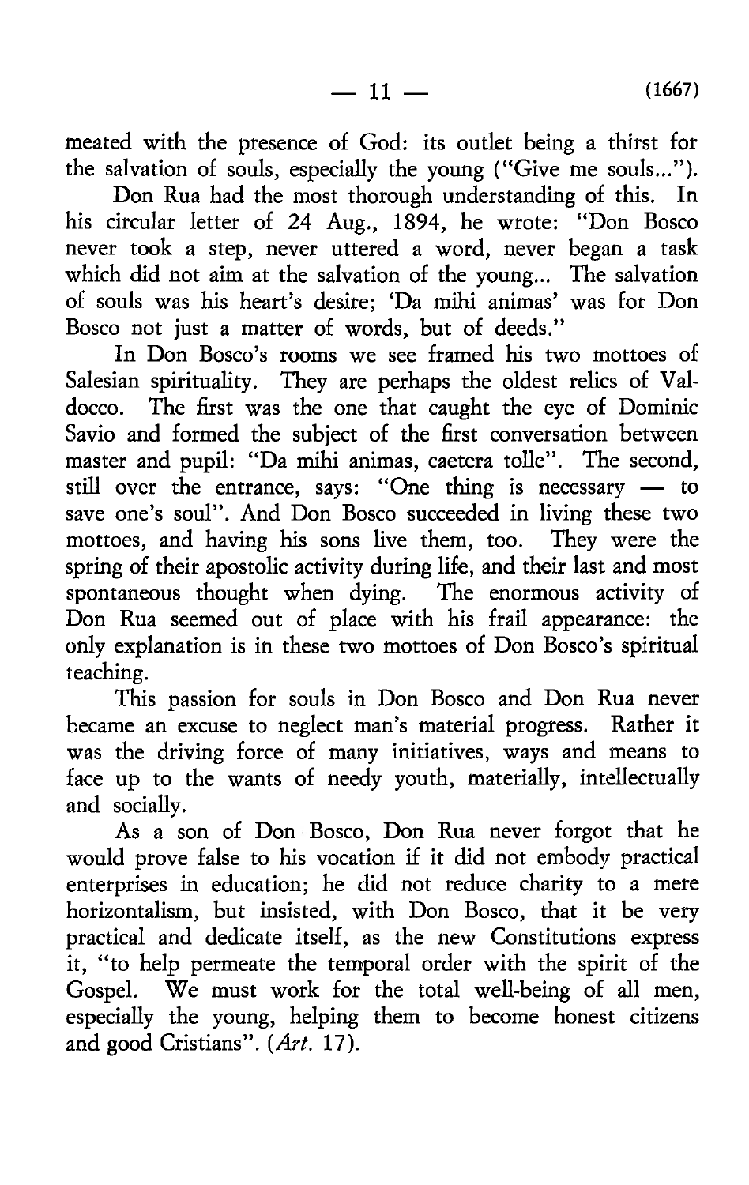meated with the presence of God: its outlet being a thirst for the salvation of souls, especially the young ("Give me souls...").

Don Rua had the most thorough understanding of this. In his circular letter of 24 Aug., 1894, he wrote: "Don Bosco never took a step, never uttered a word, never began a task which did not aim at the salvation of the young... The salvation of souls was his heart's desire; 'Da mihi animas' was for Don Bosco not just a matter of words, but of deeds."

In Don Bosco's rooms we see framed his two mottoes of Salesian spirituality. They are perhaps the oldest relics of Valdocco. The first was the one that caught the eye of Dominic Savio and formed the subject of the first conversation between master and pupil: "Da mihi animas, caetera tolle". The second, still over the entrance, says: "One thing is necessary — to save one's soul". And Don Bosco succeeded in living these two mottoes, and having his sons live them, too. They were the spring of their apostolic activity during life, and their last and most spontaneous thought when dying. The enormous activity of Don Rua seemed out of place with his frail appearance: the only explanation is in these two mottoes of Don Bosco's spiritual teaching.

This passion for souls in Don Bosco and Don Rua never became an excuse to neglect man's material progress. Rather it was the driving force of many initiatives, ways and means to face up to the wants of needy youth, materially, intellectually and socially.

As a son of Don Bosco, Don Rua never forgot that he would prove false to his vocation if it did not embody practical enterprises in education; he did not reduce charity to a mere horizontalism, but insisted, with Don Bosco, that it be very practical and dedicate itself, as the new Constitutions express it, "to help permeate the temporal order with the spirit of the Gospel. We must work for the total well-being of all men, especially the young, helping them to become honest citizens and good Cristians". (*Art.* 17).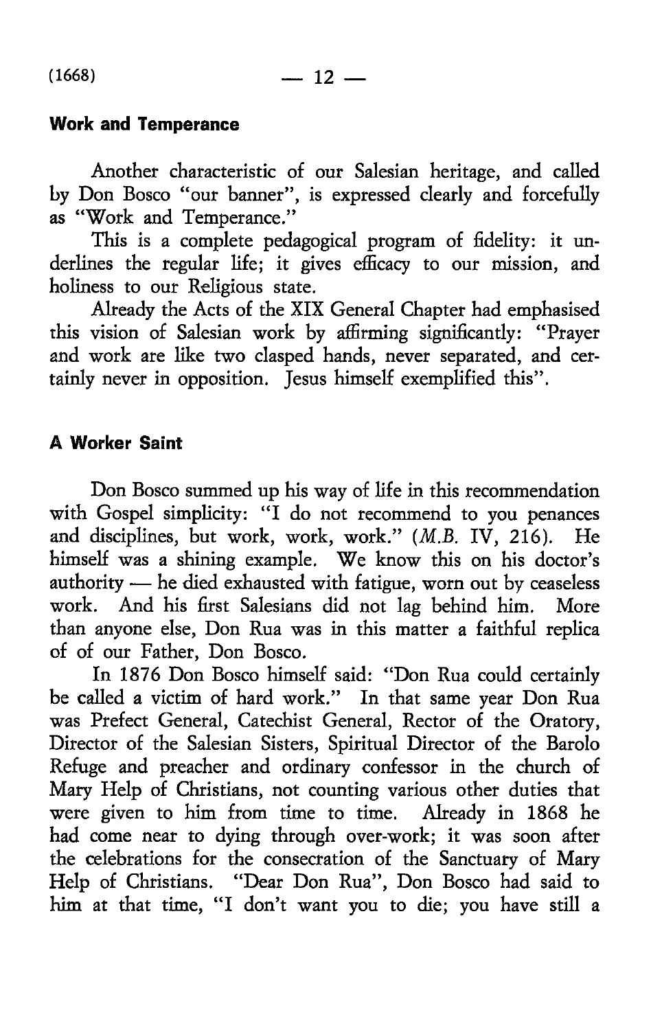## Work and Temperance

Another characteristic of our Salesian heritage, and called by Don Bosco "our banner", is expressed clearly and forcefully as "Work and Temperance."

This is a complete pedagogical program of fidelity: it underlines the regular life; it gives efficacy to our mission, and holiness to our Religious state.

Already the Acts of the XIX General Chapter had emphasised this vision of Salesian work by affirming significantly: "Prayer and work are like two clasped hands, never separated, and certainly never in opposition. Jesus himself exemplified this".

## A Worker Saint

Don Bosco summed up his way of life in this recommendation with Gospel simplicity: "I do not recommend to you penances and disciplines, but work, work, work." (*M.B.* IV, 216). He himself was a shining example. We know this on his doctor's authority — he died exhausted with fatigue, worn out by ceaseless work. And his first Salesians did not lag behind him. More than anyone else, Don Rua was in this matter a faithful replica of of our Father, Don Bosco.

In 1876 Don Bosco himself said: "Don Rua could certainly be called a victim of hard work." In that same year Don Rua was Prefect General, Catechist General, Rector of the Oratory, Director of the Salesian Sisters, Spiritual Director of the Barolo Refuge and preacher and ordinary confessor in the church of Mary Help of Christians, not counting various other duties that were given to him from time to time. Already in 1868 he had come near to dying through over-work; it was soon after the celebrations for the consecration of the Sanctuary of Mary Help of Christians. "Dear Don Rua", Don Bosco had said to him at that time, "I don't want you to die; you have still a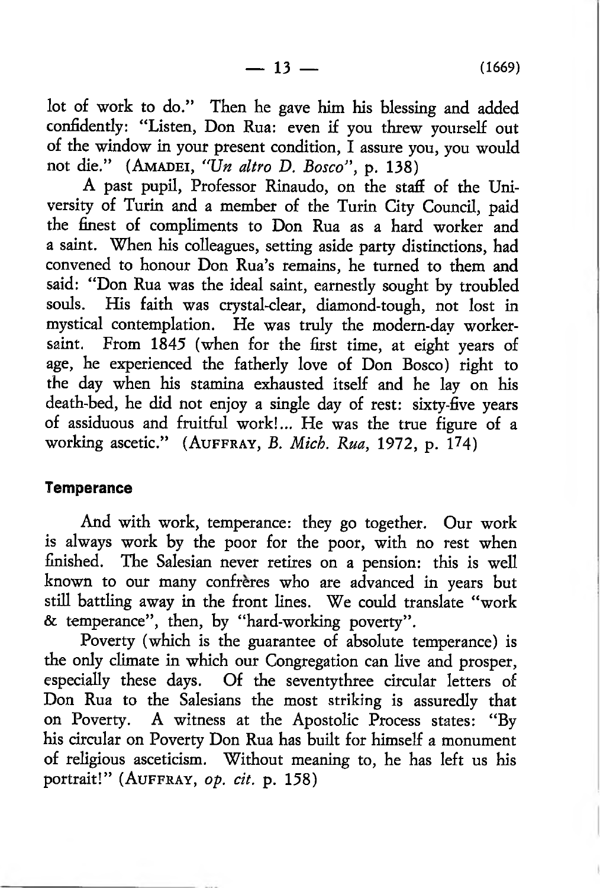lot of work to do." Then he gave him his blessing and added confidently: "Listen, Don Rua: even if you threw yourself out of the window in your present condition, I assure you, you would not die." (AMADEI, *"Un altro D. Bosco"*, p. 138)

A past pupil, Professor Rinaudo, on the staff of the University of Turin and a member of the Turin City Council, paid the finest of compliments to Don Rua as a hard worker and a saint. When his colleagues, setting aside party distinctions, had convened to honour Don Rua's remains, he turned to them and said: "Don Rua was the ideal saint, earnestly sought by troubled souls. His faith was crystal-clear, diamond-tough, not lost in mystical contemplation. He was truly the modern-day worker-saint. From 1845 (when for the first time, at eight years of age, he experienced the fatherly love of Don Bosco) right to the day when his stamina exhausted itself and he lay on his death-bed, he did not enjoy a single day of rest: sixty-five years of assiduous and fruitful work!... He was the true figure of a working ascetic." (AUFFRAY, *B. Mich. Rua*, 1972, p. 174)

## Temperance

And with work, temperance: they go together. Our work is always work by the poor for the poor, with no rest when finished. The Salesian never retires on a pension: this is well known to our many confrères who are advanced in years but still battling away in the front lines. We could translate "work & temperance", then, by "hard-working poverty".

Poverty (which is the guarantee of absolute temperance) is the only climate in which our Congregation can live and prosper, especially these days. Of the seventythree circular letters of Don Rua to the Salesians the most striking is assuredly that on Poverty. A witness at the Apostolic Process states: "By his circular on Poverty Don Rua has built for himself a monument of religious asceticism. Without meaning to, he has left us his portrait!" (AUFFRAY, *op. cit.* p. 158)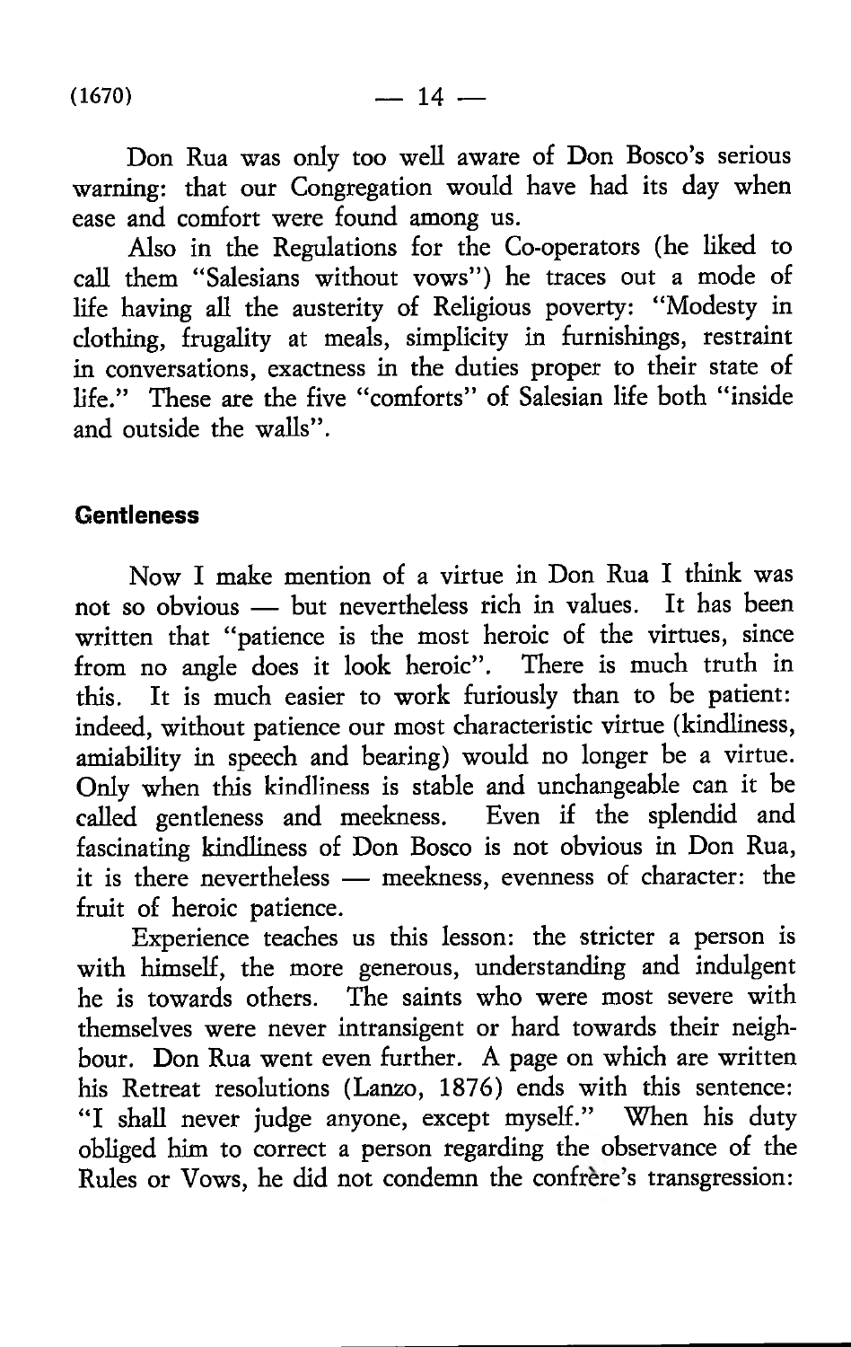Don Rua was only too well aware of Don Bosco's serious warning: that our Congregation would have had its day when ease and comfort were found among us.

Also in the Regulations for the Co-operators (he liked to call them "Salesians without vows") he traces out a mode of life having all the austerity of Religious poverty: "Modesty in clothing, frugality at meals, simplicity in furnishings, restraint in conversations, exactness in the duties proper to their state of life." These are the five "comforts" of Salesian life both "inside and outside the walls".

## Gentleness

Now I make mention of a virtue in Don Rua I think was not so obvious — but nevertheless rich in values. It has been written that "patience is the most heroic of the virtues, since from no angle does it look heroic". There is much truth in this. It is much easier to work furiously than to be patient: indeed, without patience our most characteristic virtue (kindliness, amiability in speech and bearing) would no longer be a virtue. Only when this kindliness is stable and unchangeable can it be called gentleness and meekness. Even if the splendid and fascinating kindliness of Don Bosco is not obvious in Don Rua, it is there nevertheless — meekness, evenness of character: the fruit of heroic patience.

Experience teaches us this lesson: the stricter a person is with himself, the more generous, understanding and indulgent he is towards others. The saints who were most severe with themselves were never intransigent or hard towards their neighbour. Don Rua went even further. A page on which are written his Retreat resolutions (Lanzo, 1876) ends with this sentence: "I shall never judge anyone, except myself." When his duty obliged him to correct a person regarding the observance of the Rules or Vows, he did not condemn the confrère's transgression: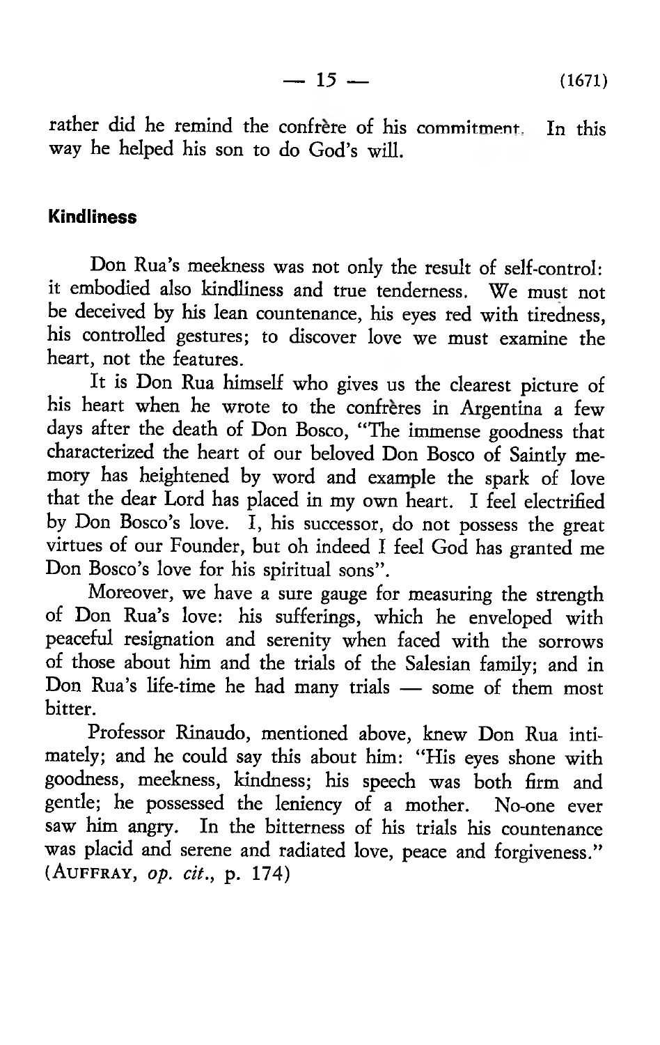rather did he remind the confrère of his commitment. In this way he helped his son to do God's will.

## Kindliness

Don Rua's meekness was not only the result of self-control: it embodied also kindliness and true tenderness. We must not be deceived by his lean countenance, his eyes red with tiredness, his controlled gestures; to discover love we must examine the heart, not the features.

It is Don Rua himself who gives us the clearest picture of his heart when he wrote to the confrères in Argentina a few days after the death of Don Bosco, "The immense goodness that characterized the heart of our beloved Don Bosco of Saintly memory has heightened by word and example the spark of love that the dear Lord has placed in my own heart. I feel electrified by Don Bosco's love. I, his successor, do not possess the great virtues of our Founder, but oh indeed I feel God has granted me Don Bosco's love for his spiritual sons".

Moreover, we have a sure gauge for measuring the strength of Don Rua's love: his sufferings, which he enveloped with peaceful resignation and serenity when faced with the sorrows of those about him and the trials of the Salesian family; and in Don Rua's life-time he had many trials — some of them most bitter.

Professor Rinaudo, mentioned above, knew Don Rua intimately; and he could say this about him: "His eyes shone with goodness, meekness, kindness; his speech was both firm and gentle; he possessed the leniency of a mother. No-one ever saw him angry. In the bitterness of his trials his countenance was placid and serene and radiated love, peace and forgiveness." (AUFFRAY, *op. cit.*, p. 174)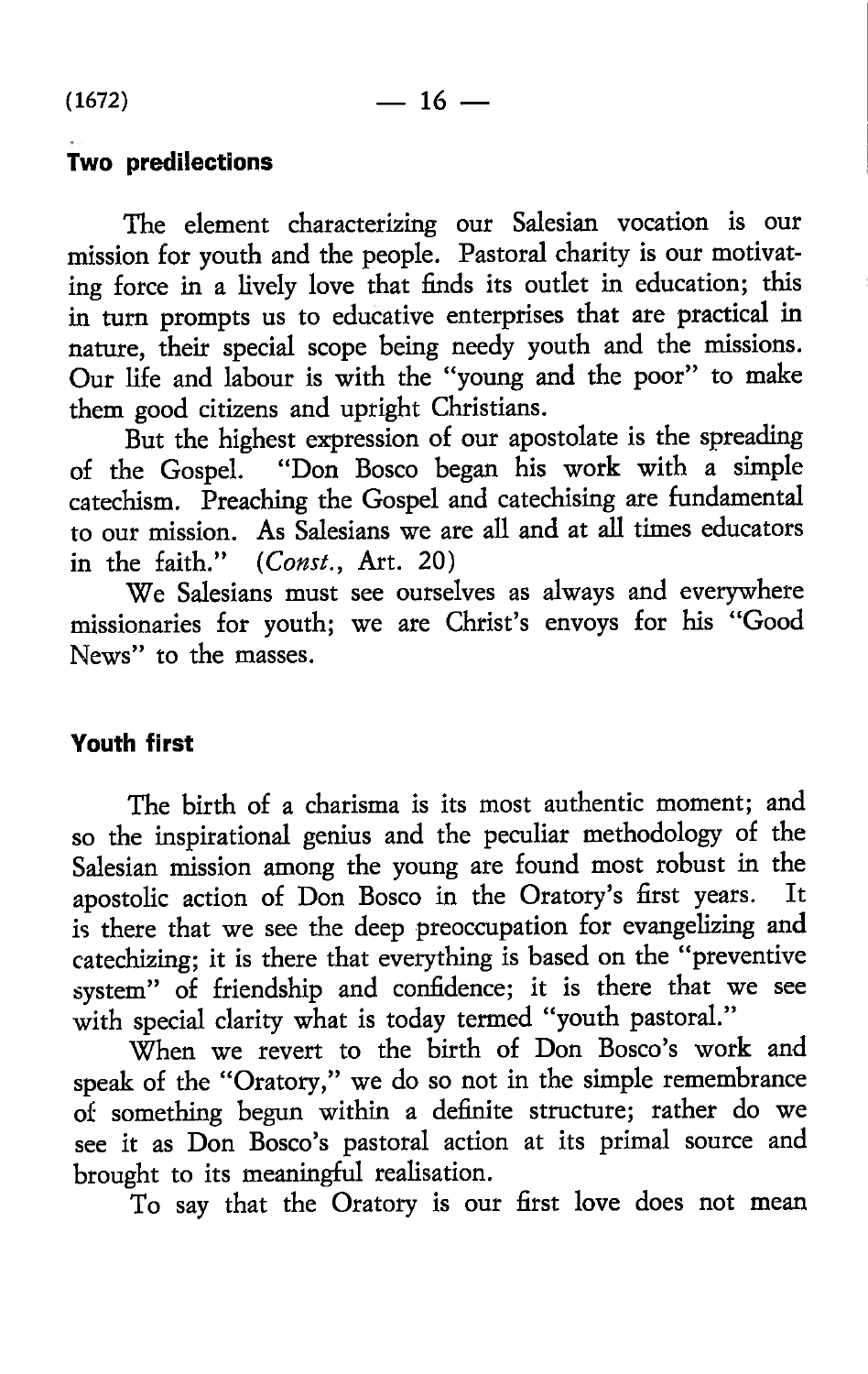## Two predilections

The element characterizing our Salesian vocation is our mission for youth and the people. Pastoral charity is our motivating force in a lively love that finds its outlet in education; this in turn prompts us to educative enterprises that are practical in nature, their special scope being needy youth and the missions. Our life and labour is with the "young and the poor" to make them good citizens and upright Christians.

But the highest expression of our apostolate is the spreading of the Gospel. "Don Bosco began his work with a simple catechism. Preaching the Gospel and catechising are fundamental to our mission. As Salesians we are all and at all times educators in the faith." (*Const.*, Art. 20)

We Salesians must see ourselves as always and everywhere missionaries for youth; we are Christ's envoys for his "Good News" to the masses.

## Youth first

The birth of a charisma is its most authentic moment; and so the inspirational genius and the peculiar methodology of the Salesian mission among the young are found most robust in the apostolic action of Don Bosco in the Oratory's first years. It is there that we see the deep preoccupation for evangelizing and catechizing; it is there that everything is based on the "preventive system" of friendship and confidence; it is there that we see with special clarity what is today termed "youth pastoral."

When we revert to the birth of Don Bosco's work and speak of the "Oratory," we do so not in the simple remembrance of something begun within a definite structure; rather do we see it as Don Bosco's pastoral action at its primal source and brought to its meaningful realisation.

To say that the Oratory is our first love does not mean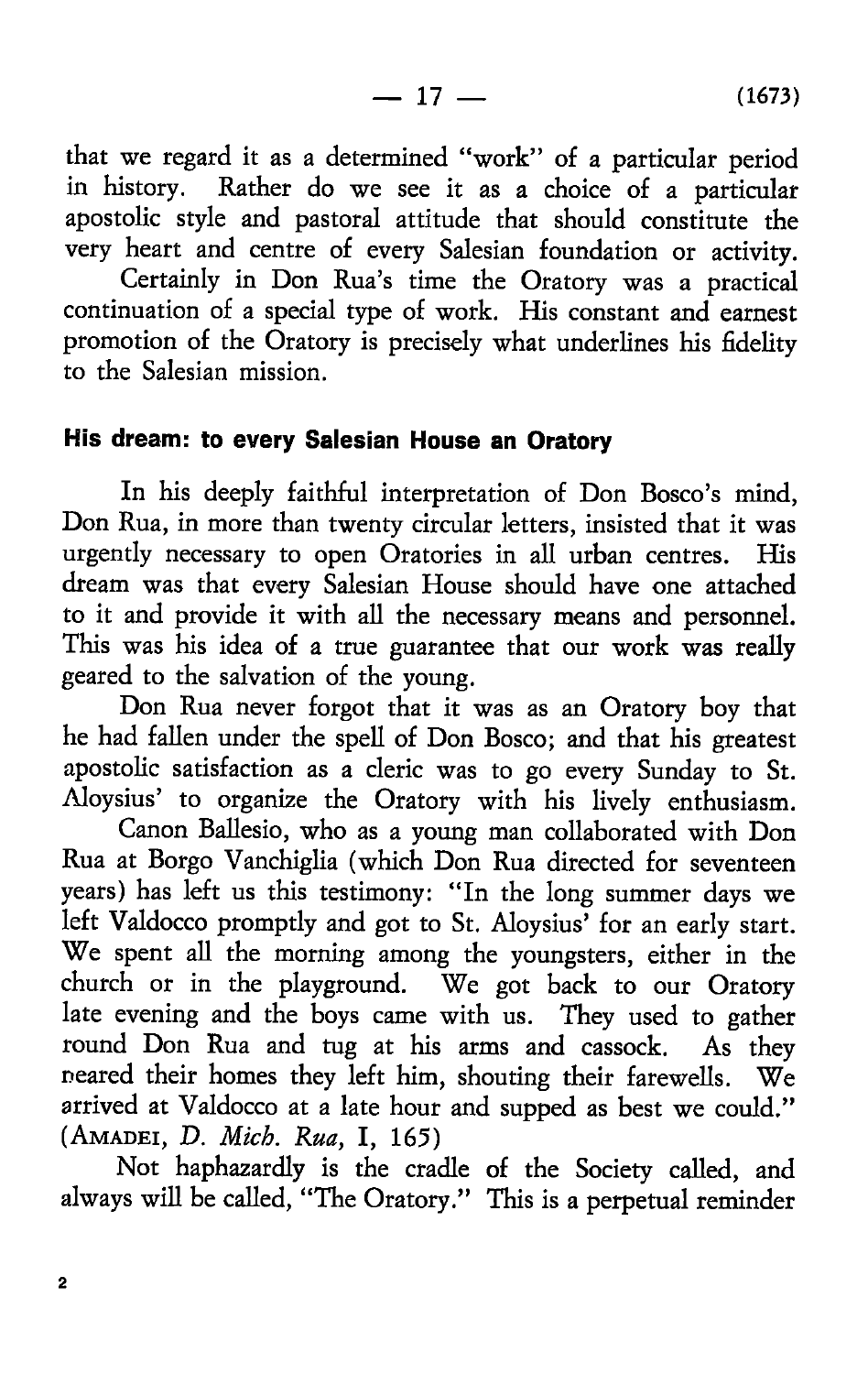that we regard it as a determined "work" of a particular period in history. Rather do we see it as a choice of a particular apostolic style and pastoral attitude that should constitute the very heart and centre of every Salesian foundation or activity.

Certainly in Don Rua's time the Oratory was a practical continuation of a special type of work. His constant and earnest promotion of the Oratory is precisely what underlines his fidelity to the Salesian mission.

## His dream: to every Salesian House an Oratory

In his deeply faithful interpretation of Don Bosco's mind, Don Rua, in more than twenty circular letters, insisted that it was urgently necessary to open Oratories in all urban centres. His dream was that every Salesian House should have one attached to it and provide it with all the necessary means and personnel. This was his idea of a true guarantee that our work was really geared to the salvation of the young.

Don Rua never forgot that it was as an Oratory boy that he had fallen under the spell of Don Bosco; and that his greatest apostolic satisfaction as a cleric was to go every Sunday to St. Aloysius' to organize the Oratory with his lively enthusiasm.

Canon Ballesio, who as a young man collaborated with Don Rua at Borgo Vanchiglia (which Don Rua directed for seventeen years) has left us this testimony: "In the long summer days we left Valdocco promptly and got to St. Aloysius' for an early start. We spent all the morning among the youngsters, either in the church or in the playground. We got back to our Oratory late evening and the boys came with us. They used to gather round Don Rua and tug at his arms and cassock. As they neared their homes they left him, shouting their farewells. We arrived at Valdocco at a late hour and supped as best we could." (AMADEI, *D. Mich. Rua,* I, 165)

Not haphazardly is the cradle of the Society called, and always will be called, "The Oratory." This is a perpetual reminder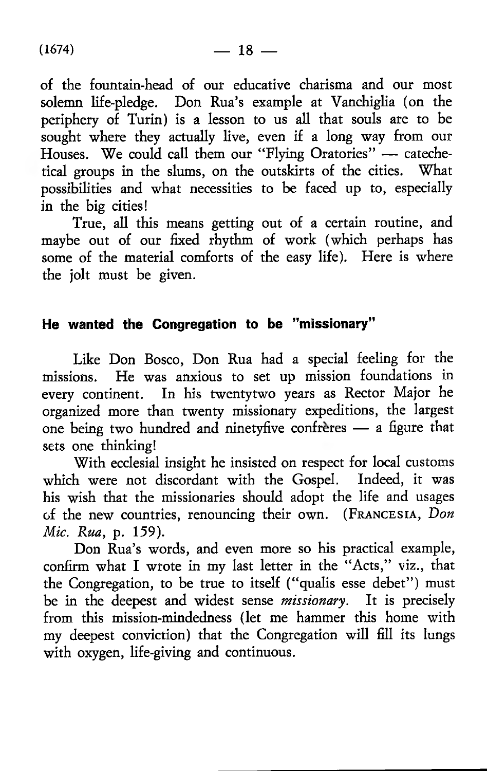of the fountain-head of our educative charisma and our most solemn life-pledge. Don Rua's example at Vanchiglia (on the periphery of Turin) is a lesson to us all that souls are to be sought where they actually live, even if a long way from our Houses. We could call them our "Flying Oratories" — catechetical groups in the slums, on the outskirts of the cities. What possibilities and what necessities to be faced up to, especially in the big cities!

True, all this means getting out of a certain routine, and maybe out of our fixed rhythm of work (which perhaps has some of the material comforts of the easy life). Here is where the jolt must be given.

## He wanted the Congregation to be "missionary"

Like Don Bosco, Don Rua had a special feeling for the missions. He was anxious to set up mission foundations in every continent. In his twentytwo years as Rector Major he organized more than twenty missionary expeditions, the largest one being two hundred and ninetyfive confrères — a figure that sets one thinking!

With ecclesial insight he insisted on respect for local customs which were not discordant with the Gospel. Indeed, it was his wish that the missionaries should adopt the life and usages of the new countries, renouncing their own. (FRANCESIA, *Don Mic. Rua*, p. 159).

Don Rua's words, and even more so his practical example, confirm what I wrote in my last letter in the "Acts," viz., that the Congregation, to be true to itself ("qualis esse debet") must be in the deepest and widest sense *missionary*. It is precisely from this mission-mindedness (let me hammer this home with my deepest conviction) that the Congregation will fill its lungs with oxygen, life-giving and continuous.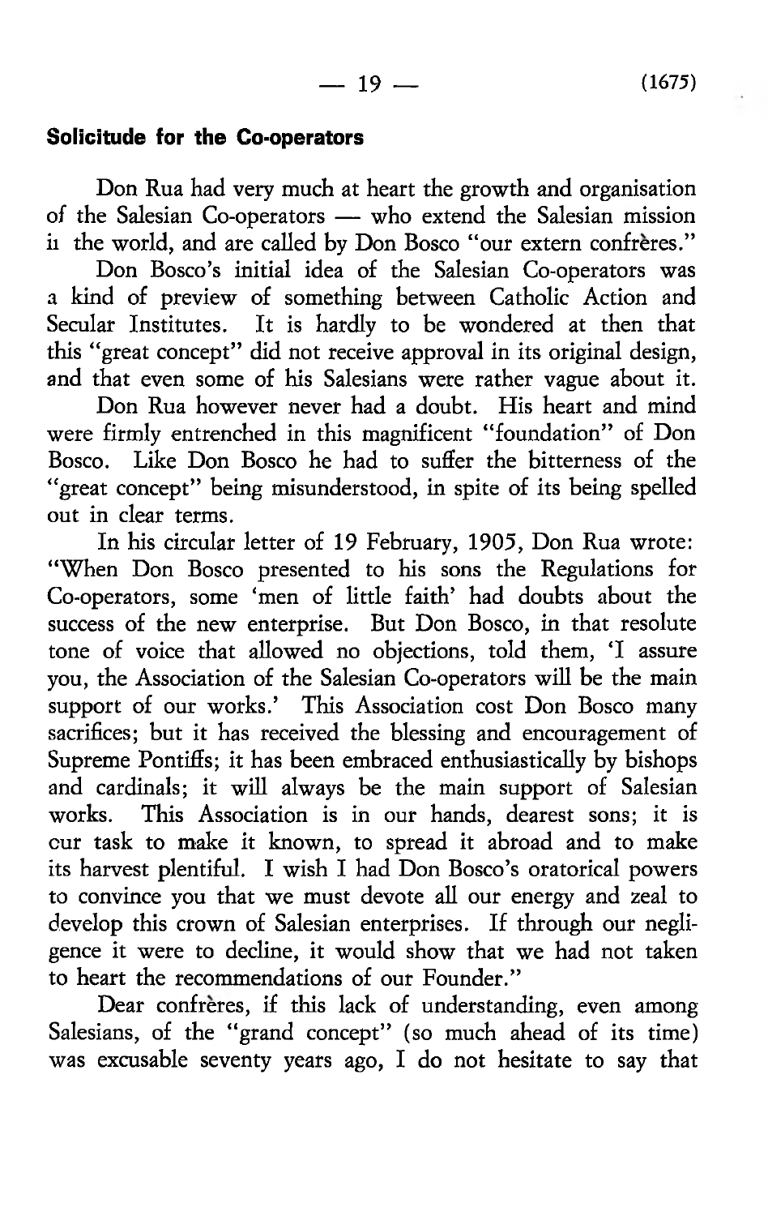### Solicitude for the Co-operators

Don Rua had very much at heart the growth and organisation of the Salesian Co-operators — who extend the Salesian mission in the world, and are called by Don Bosco "our extern confrères."

Don Bosco's initial idea of the Salesian Co-operators was a kind of preview of something between Catholic Action and Secular Institutes. It is hardly to be wondered at then that this "great concept" did not receive approval in its original design, and that even some of his Salesians were rather vague about it.

Don Rua however never had a doubt. His heart and mind were firmly entrenched in this magnificent "foundation" of Don Bosco. Like Don Bosco he had to suffer the bitterness of the "great concept" being misunderstood, in spite of its being spelled out in clear terms.

In his circular letter of 19 February, 1905, Don Rua wrote: "When Don Bosco presented to his sons the Regulations for Co-operators, some 'men of little faith' had doubts about the success of the new enterprise. But Don Bosco, in that resolute tone of voice that allowed no objections, told them, 'I assure you, the Association of the Salesian Co-operators will be the main support of our works.' This Association cost Don Bosco many sacrifices; but it has received the blessing and encouragement of Supreme Pontiffs; it has been embraced enthusiastically by bishops and cardinals; it will always be the main support of Salesian works. This Association is in our hands, dearest sons; it is our task to make it known, to spread it abroad and to make its harvest plentiful. I wish I had Don Bosco's oratorical powers to convince you that we must devote all our energy and zeal to develop this crown of Salesian enterprises. If through our negligence it were to decline, it would show that we had not taken to heart the recommendations of our Founder."

Dear confrères, if this lack of understanding, even among Salesians, of the "grand concept" (so much ahead of its time) was excusable seventy years ago, I do not hesitate to say that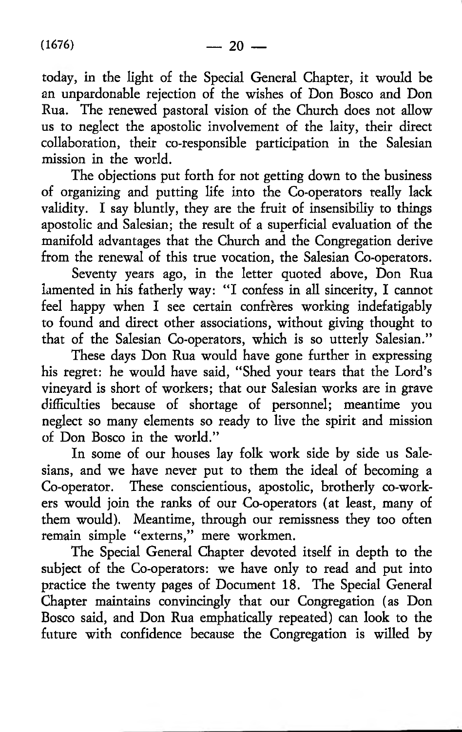today, in the light of the Special General Chapter, it would be an unpardonable rejection of the wishes of Don Bosco and Don Rua. The renewed pastoral vision of the Church does not allow us to neglect the apostolic involvement of the laity, their direct collaboration, their co-responsible participation in the Salesian mission in the world.

The objections put forth for not getting down to the business of organizing and putting life into the Co-operators really lack validity. I say bluntly, they are the fruit of insensibiliy to things apostolic and Salesian; the result of a superficial evaluation of the manifold advantages that the Church and the Congregation derive from the renewal of this true vocation, the Salesian Co-operators.

Seventy years ago, in the letter quoted above, Don Rua lamented in his fatherly way: "I confess in all sincerity, I cannot feel happy when I see certain confrères working indefatigably to found and direct other associations, without giving thought to that of the Salesian Co-operators, which is so utterly Salesian."

These days Don Rua would have gone further in expressing his regret: he would have said, "Shed your tears that the Lord's vineyard is short of workers; that our Salesian works are in grave difficulties because of shortage of personnel; meantime you neglect so many elements so ready to live the spirit and mission of Don Bosco in the world."

In some of our houses lay folk work side by side us Salesians, and we have never put to them the ideal of becoming a Co-operator. These conscientious, apostolic, brotherly co-workers would join the ranks of our Co-operators (at least, many of them would). Meantime, through our remissness they too often remain simple "externs," mere workmen.

The Special General Chapter devoted itself in depth to the subject of the Co-operators: we have only to read and put into practice the twenty pages of Document 18. The Special General Chapter maintains convincingly that our Congregation (as Don Bosco said, and Don Rua emphatically repeated) can look to the future with confidence because the Congregation is willed by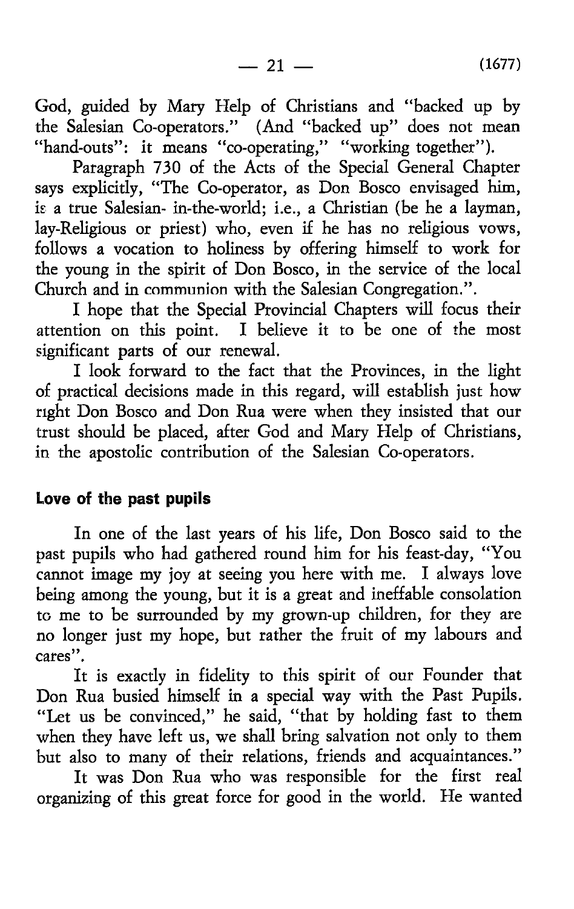God, guided by Mary Help of Christians and "backed up by the Salesian Co-operators." (And "backed up" does not mean "hand-outs": it means "co-operating," "working together").

Paragraph 730 of the Acts of the Special General Chapter says explicitly, "The Co-operator, as Don Bosco envisaged him, is a true Salesian- in-the-world; i.e., a Christian (be he a layman, lay-Religious or priest) who, even if he has no religious vows, follows a vocation to holiness by offering himself to work for the young in the spirit of Don Bosco, in the service of the local Church and in communion with the Salesian Congregation.".

I hope that the Special Provincial Chapters will focus their attention on this point. I believe it to be one of the most significant parts of our renewal.

I look forward to the fact that the Provinces, in the light of practical decisions made in this regard, will establish just how right Don Bosco and Don Rua were when they insisted that our trust should be placed, after God and Mary Help of Christians, in the apostolic contribution of the Salesian Co-operators.

**Love of the past pupils**

In one of the last years of his life, Don Bosco said to the past pupils who had gathered round him for his feast-day, "You cannot image my joy at seeing you here with me. I always love being among the young, but it is a great and ineffable consolation to me to be surrounded by my grown-up children, for they are no longer just my hope, but rather the fruit of my labours and cares".

It is exactly in fidelity to this spirit of our Founder that Don Rua busied himself in a special way with the Past Pupils. "Let us be convinced," he said, "that by holding fast to them when they have left us, we shall bring salvation not only to them but also to many of their relations, friends and acquaintances."

It was Don Rua who was responsible for the first real organizing of this great force for good in the world. He wanted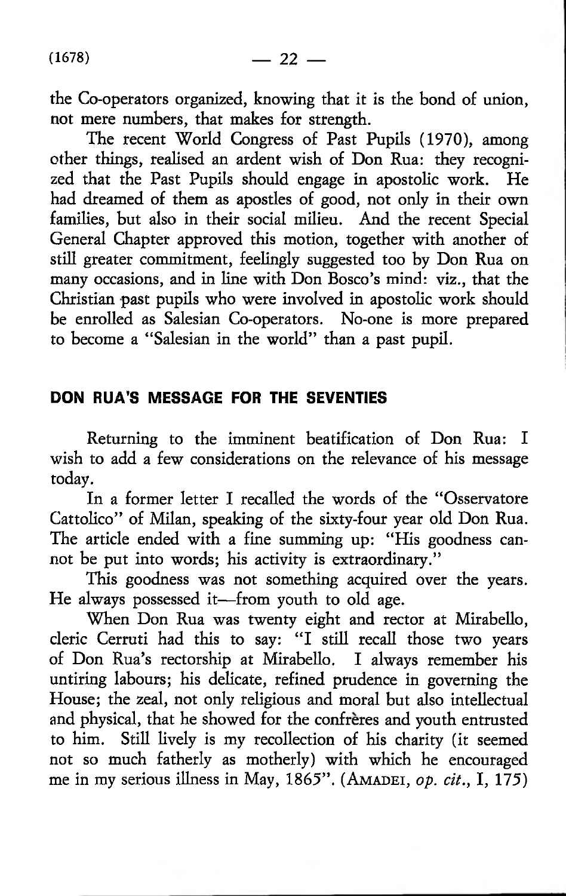the Co-operators organized, knowing that it is the bond of union, not mere numbers, that makes for strength.

The recent World Congress of Past Pupils (1970), among other things, realised an ardent wish of Don Rua: they recognized that the Past Pupils should engage in apostolic work. He had dreamed of them as apostles of good, not only in their own families, but also in their social milieu. And the recent Special General Chapter approved this motion, together with another of still greater commitment, feelingly suggested too by Don Rua on many occasions, and in line with Don Bosco's mind: viz., that the Christian past pupils who were involved in apostolic work should be enrolled as Salesian Co-operators. No-one is more prepared to become a "Salesian in the world" than a past pupil.

## DON RUA'S MESSAGE FOR THE SEVENTIES

Returning to the imminent beatification of Don Rua: I wish to add a few considerations on the relevance of his message today.

In a former letter I recalled the words of the "Osservatore Cattolico" of Milan, speaking of the sixty-four year old Don Rua. The article ended with a fine summing up: "His goodness cannot be put into words; his activity is extraordinary."

This goodness was not something acquired over the years. He always possessed it—from youth to old age.

When Don Rua was twenty eight and rector at Mirabello, cleric Cerruti had this to say: "I still recall those two years of Don Rua's rectorship at Mirabello. I always remember his untiring labours; his delicate, refined prudence in governing the House; the zeal, not only religious and moral but also intellectual and physical, that he showed for the confrères and youth entrusted to him. Still lively is my recollection of his charity (it seemed not so much fatherly as motherly) with which he encouraged me in my serious illness in May, 1865". (AMADEI, *op. cit.*, I, 175)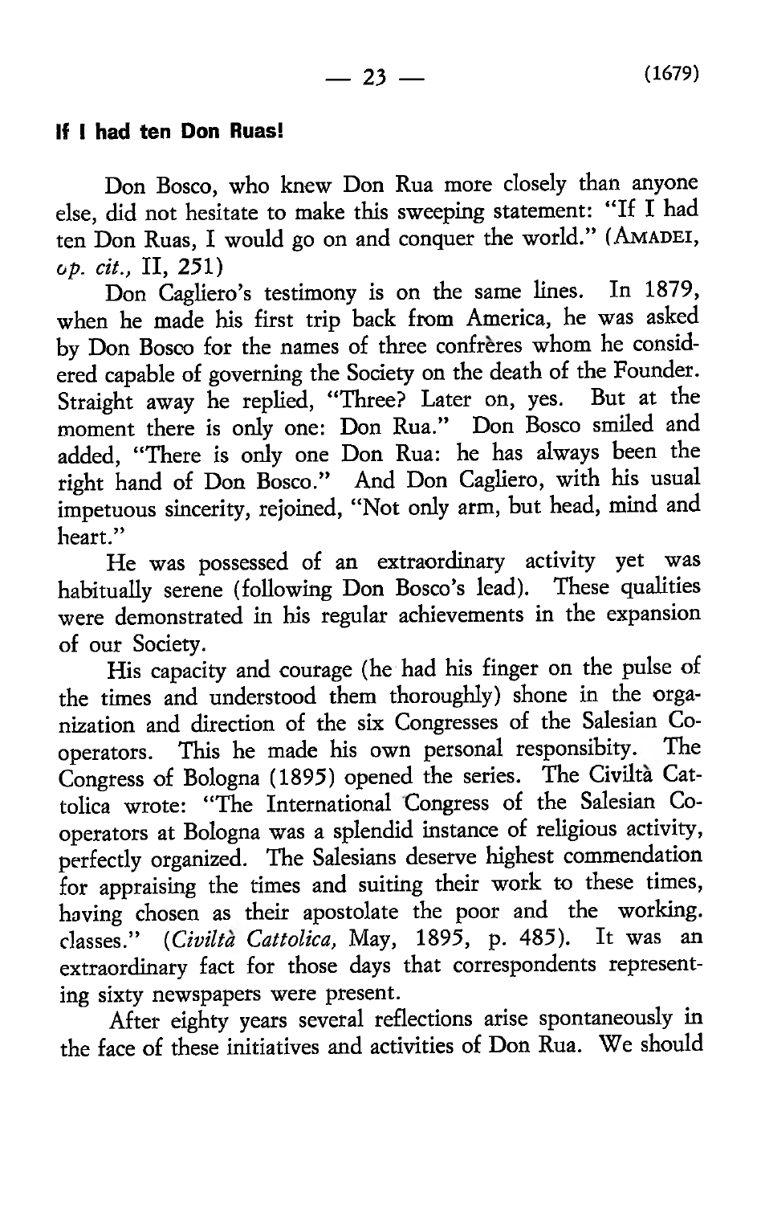**If I had ten Don Ruas!**

Don Bosco, who knew Don Rua more closely than anyone else, did not hesitate to make this sweeping statement: "If I had ten Don Ruas, I would go on and conquer the world." (AMADEI, *op. cit.*, II, 251)

Don Cagliero's testimony is on the same lines. In 1879, when he made his first trip back from America, he was asked by Don Bosco for the names of three confrères whom he considered capable of governing the Society on the death of the Founder. Straight away he replied, "Three? Later on, yes. But at the moment there is only one: Don Rua." Don Bosco smiled and added, "There is only one Don Rua: he has always been the right hand of Don Bosco." And Don Cagliero, with his usual impetuous sincerity, rejoined, "Not only arm, but head, mind and heart."

He was possessed of an extraordinary activity yet was habitually serene (following Don Bosco's lead). These qualities were demonstrated in his regular achievements in the expansion of our Society.

His capacity and courage (he had his finger on the pulse of the times and understood them thoroughly) shone in the organization and direction of the six Congresses of the Salesian Cooperators. This he made his own personal responsibity. The Congress of Bologna (1895) opened the series. The Civiltà Cattolica wrote: "The International Congress of the Salesian Cooperators at Bologna was a splendid instance of religious activity, perfectly organized. The Salesians deserve highest commendation for appraising the times and suiting their work to these times, having chosen as their apostolate the poor and the working. classes." (*Civiltà Cattolica,* May, 1895, p. 485). It was an extraordinary fact for those days that correspondents representing sixty newspapers were present.

After eighty years several reflections arise spontaneously in the face of these initiatives and activities of Don Rua. We should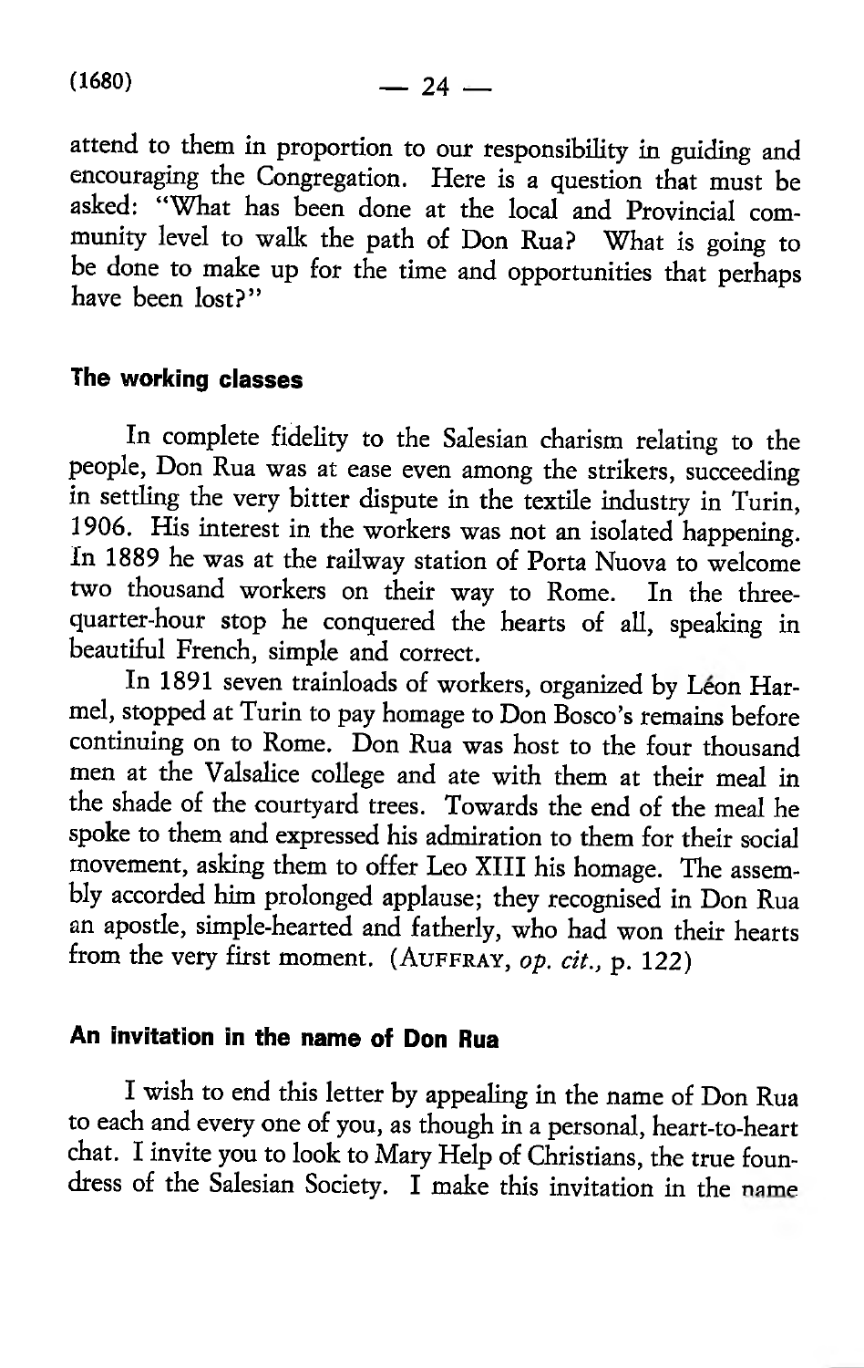attend to them in proportion to our responsibility in guiding and encouraging the Congregation. Here is a question that must be asked: "What has been done at the local and Provincial community level to walk the path of Don Rua? What is going to be done to make up for the time and opportunities that perhaps have been lost?"

## The working classes

In complete fidelity to the Salesian charism relating to the people, Don Rua was at ease even among the strikers, succeeding in settling the very bitter dispute in the textile industry in Turin, 1906. His interest in the workers was not an isolated happening. In 1889 he was at the railway station of Porta Nuova to welcome two thousand workers on their way to Rome. In the three-quarter-hour stop he conquered the hearts of all, speaking in beautiful French, simple and correct.

In 1891 seven trainloads of workers, organized by Léon Harmel, stopped at Turin to pay homage to Don Bosco's remains before continuing on to Rome. Don Rua was host to the four thousand men at the Valsalice college and ate with them at their meal in the shade of the courtyard trees. Towards the end of the meal he spoke to them and expressed his admiration to them for their social movement, asking them to offer Leo XIII his homage. The assembly accorded him prolonged applause; they recognised in Don Rua an apostle, simple-hearted and fatherly, who had won their hearts from the very first moment. (AUFFRAY, *op. cit.*, p. 122)

## An invitation in the name of Don Rua

I wish to end this letter by appealing in the name of Don Rua to each and every one of you, as though in a personal, heart-to-heart chat. I invite you to look to Mary Help of Christians, the true foundress of the Salesian Society. I make this invitation in the name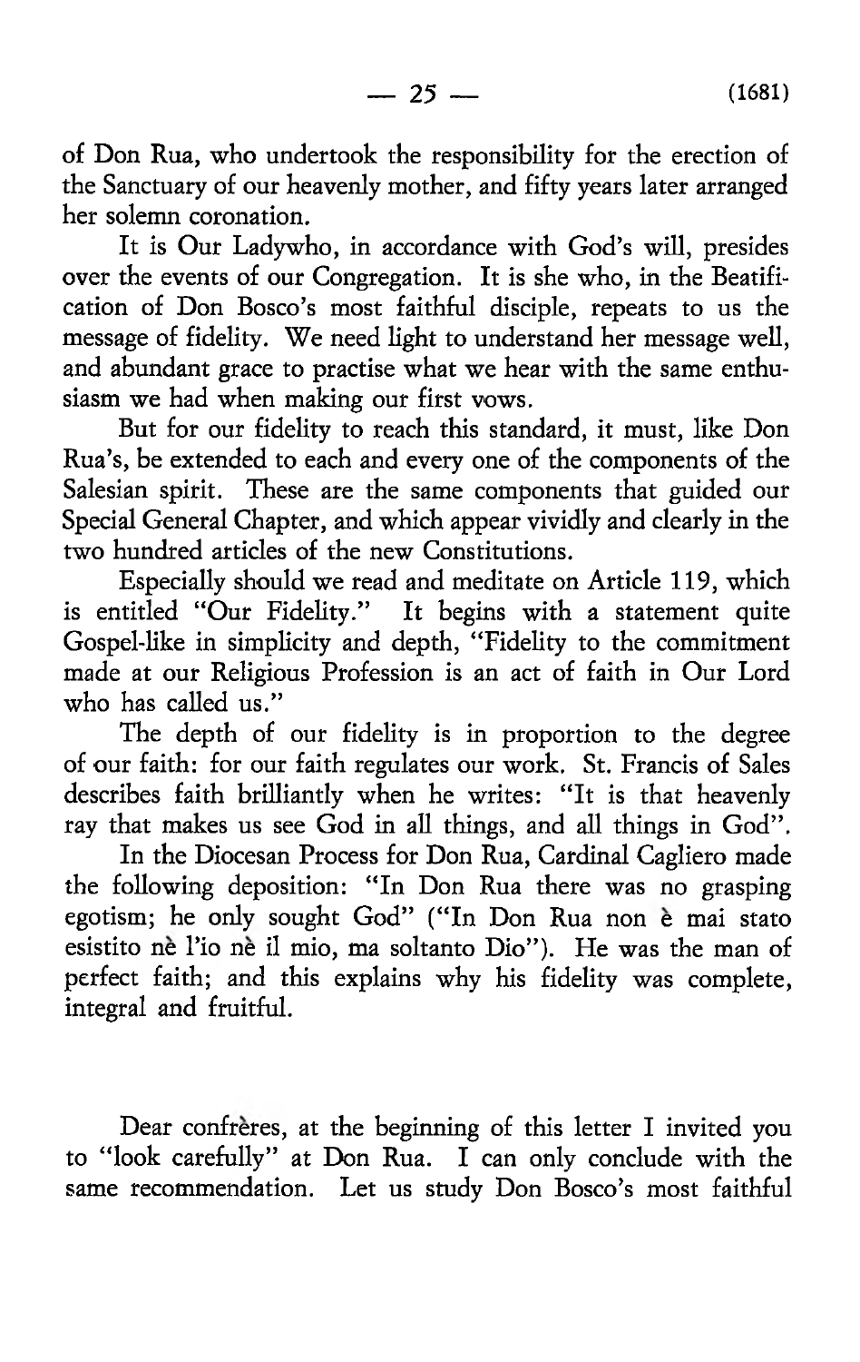of Don Rua, who undertook the responsibility for the erection of the Sanctuary of our heavenly mother, and fifty years later arranged her solemn coronation.

It is Our Ladywho, in accordance with God's will, presides over the events of our Congregation. It is she who, in the Beatification of Don Bosco's most faithful disciple, repeats to us the message of fidelity. We need light to understand her message well, and abundant grace to practise what we hear with the same enthusiasm we had when making our first vows.

But for our fidelity to reach this standard, it must, like Don Rua's, be extended to each and every one of the components of the Salesian spirit. These are the same components that guided our Special General Chapter, and which appear vividly and clearly in the two hundred articles of the new Constitutions.

Especially should we read and meditate on Article 119, which is entitled "Our Fidelity." It begins with a statement quite Gospel-like in simplicity and depth, "Fidelity to the commitment made at our Religious Profession is an act of faith in Our Lord who has called us."

The depth of our fidelity is in proportion to the degree of our faith: for our faith regulates our work. St. Francis of Sales describes faith brilliantly when he writes: "It is that heavenly ray that makes us see God in all things, and all things in God".

In the Diocesan Process for Don Rua, Cardinal Cagliero made the following deposition: "In Don Rua there was no grasping egotism; he only sought God" ("In Don Rua non è mai stato esistito nè l'io nè il mio, ma soltanto Dio"). He was the man of perfect faith; and this explains why his fidelity was complete, integral and fruitful.

Dear confrères, at the beginning of this letter I invited you to "look carefully" at Don Rua. I can only conclude with the same recommendation. Let us study Don Bosco's most faithful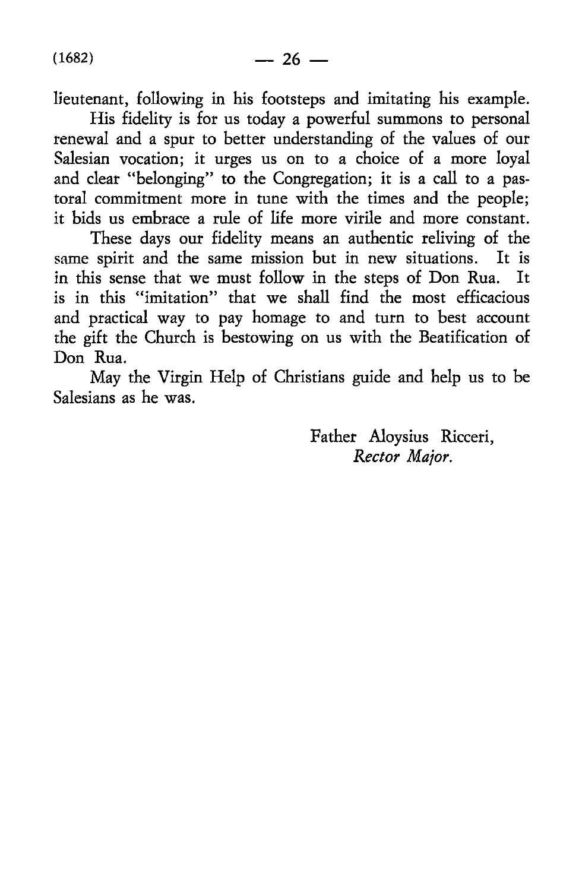lieutenant, following in his footsteps and imitating his example.

His fidelity is for us today a powerful summons to personal renewal and a spur to better understanding of the values of our Salesian vocation; it urges us on to a choice of a more loyal and clear "belonging" to the Congregation; it is a call to a pastoral commitment more in tune with the times and the people; it bids us embrace a rule of life more virile and more constant.

These days our fidelity means an authentic reliving of the same spirit and the same mission but in new situations. It is in this sense that we must follow in the steps of Don Rua. It is in this "imitation" that we shall find the most efficacious and practical way to pay homage to and turn to best account the gift the Church is bestowing on us with the Beatification of Don Rua.

May the Virgin Help of Christians guide and help us to be Salesians as he was.

Father Aloysius Ricceri,
*Rector Major.*